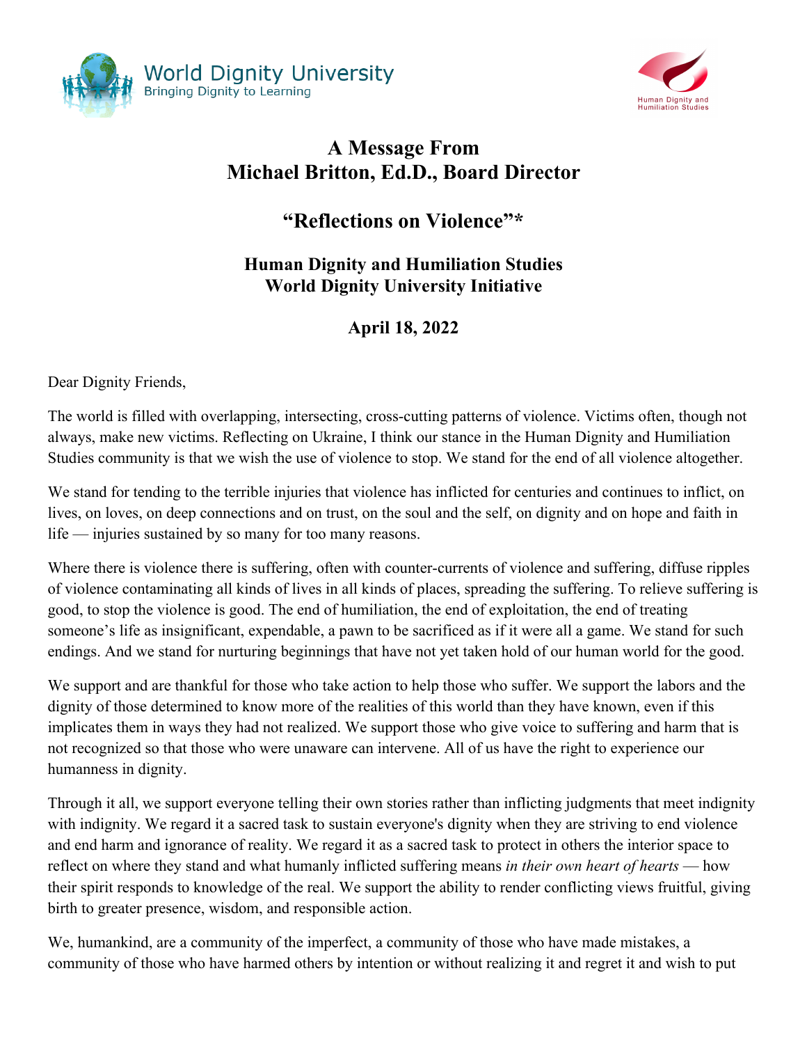World Dignity University
Bringing Dignity to Learning

Human Dignity and Humiliation Studies

# A Message From Michael Britton, Ed.D., Board Director

## "Reflections on Violence"*

### Human Dignity and Humiliation Studies World Dignity University Initiative

### April 18, 2022

Dear Dignity Friends,

The world is filled with overlapping, intersecting, cross-cutting patterns of violence. Victims often, though not always, make new victims. Reflecting on Ukraine, I think our stance in the Human Dignity and Humiliation Studies community is that we wish the use of violence to stop. We stand for the end of all violence altogether.

We stand for tending to the terrible injuries that violence has inflicted for centuries and continues to inflict, on lives, on loves, on deep connections and on trust, on the soul and the self, on dignity and on hope and faith in life — injuries sustained by so many for too many reasons.

Where there is violence there is suffering, often with counter-currents of violence and suffering, diffuse ripples of violence contaminating all kinds of lives in all kinds of places, spreading the suffering. To relieve suffering is good, to stop the violence is good. The end of humiliation, the end of exploitation, the end of treating someone's life as insignificant, expendable, a pawn to be sacrificed as if it were all a game. We stand for such endings. And we stand for nurturing beginnings that have not yet taken hold of our human world for the good.

We support and are thankful for those who take action to help those who suffer. We support the labors and the dignity of those determined to know more of the realities of this world than they have known, even if this implicates them in ways they had not realized. We support those who give voice to suffering and harm that is not recognized so that those who were unaware can intervene. All of us have the right to experience our humanness in dignity.

Through it all, we support everyone telling their own stories rather than inflicting judgments that meet indignity with indignity. We regard it a sacred task to sustain everyone's dignity when they are striving to end violence and end harm and ignorance of reality. We regard it as a sacred task to protect in others the interior space to reflect on where they stand and what humanly inflicted suffering means *in their own heart of hearts* — how their spirit responds to knowledge of the real. We support the ability to render conflicting views fruitful, giving birth to greater presence, wisdom, and responsible action.

We, humankind, are a community of the imperfect, a community of those who have made mistakes, a community of those who have harmed others by intention or without realizing it and regret it and wish to put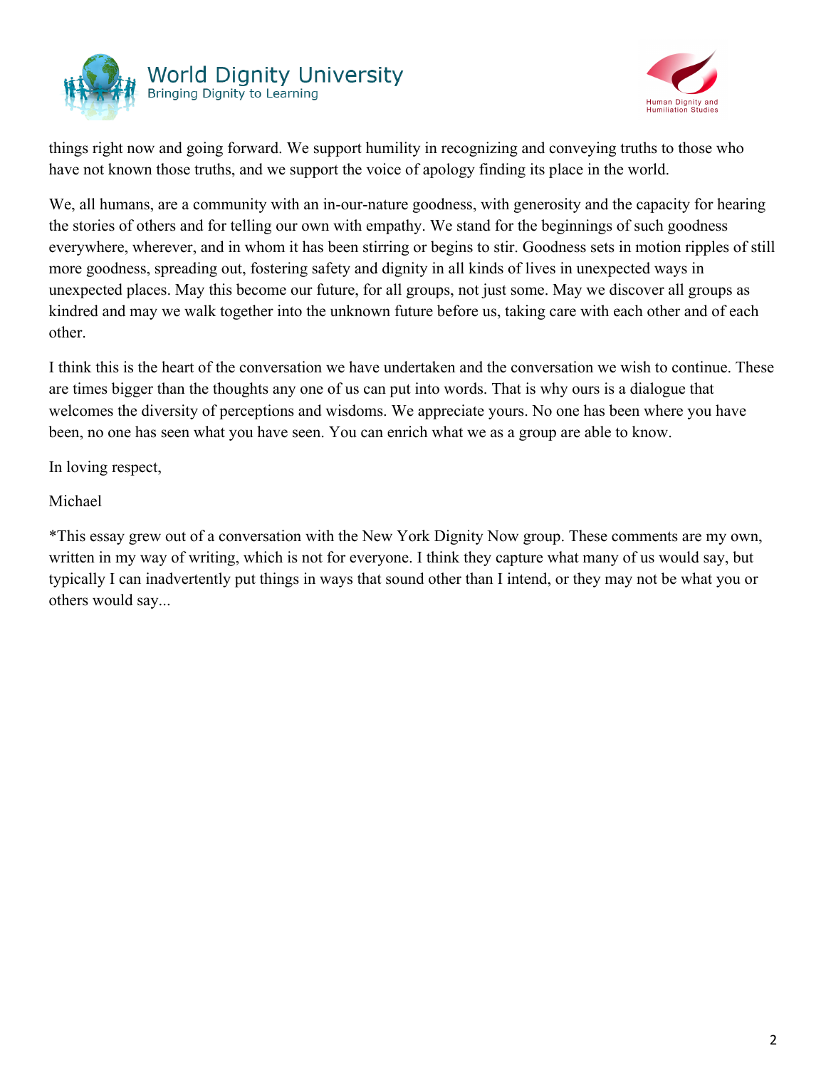things right now and going forward. We support humility in recognizing and conveying truths to those who have not known those truths, and we support the voice of apology finding its place in the world.

We, all humans, are a community with an in-our-nature goodness, with generosity and the capacity for hearing the stories of others and for telling our own with empathy. We stand for the beginnings of such goodness everywhere, wherever, and in whom it has been stirring or begins to stir. Goodness sets in motion ripples of still more goodness, spreading out, fostering safety and dignity in all kinds of lives in unexpected ways in unexpected places. May this become our future, for all groups, not just some. May we discover all groups as kindred and may we walk together into the unknown future before us, taking care with each other and of each other.

I think this is the heart of the conversation we have undertaken and the conversation we wish to continue. These are times bigger than the thoughts any one of us can put into words. That is why ours is a dialogue that welcomes the diversity of perceptions and wisdoms. We appreciate yours. No one has been where you have been, no one has seen what you have seen. You can enrich what we as a group are able to know.

In loving respect,

Michael

*This essay grew out of a conversation with the New York Dignity Now group. These comments are my own, written in my way of writing, which is not for everyone. I think they capture what many of us would say, but typically I can inadvertently put things in ways that sound other than I intend, or they may not be what you or others would say...